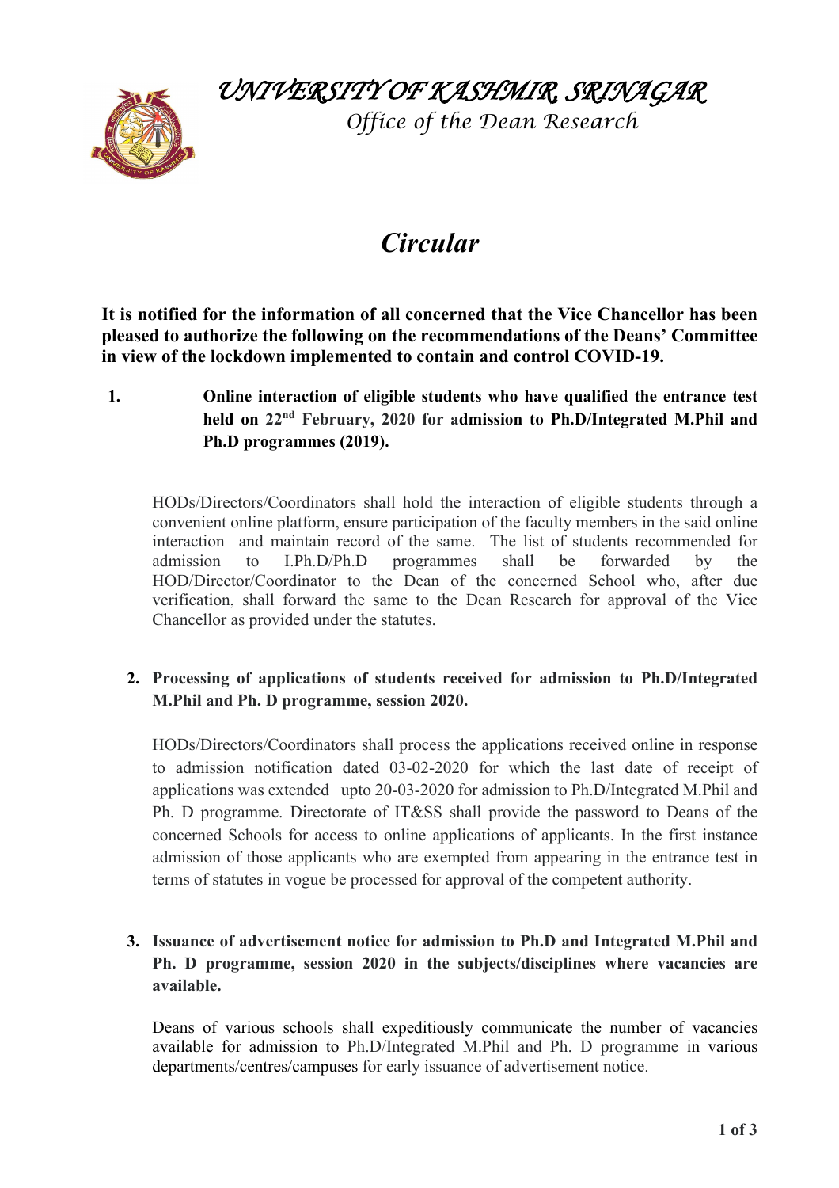# *UNIVERSITY OF KASHMIR, SRINAGAR*

*Office of the Dean Research*

## *Circular*

**It is notified for the information of all concerned that the Vice Chancellor has been pleased to authorize the following on the recommendations of the Deans' Committee in view of the lockdown implemented to contain and control COVID-19.**

1. **Online interaction of eligible students who have qualified the entrance test held on 22nd February, 2020 for admission to Ph.D/Integrated M.Phil and Ph.D programmes (2019).**

   HODs/Directors/Coordinators shall hold the interaction of eligible students through a convenient online platform, ensure participation of the faculty members in the said online interaction and maintain record of the same. The list of students recommended for admission to I.Ph.D/Ph.D programmes shall be forwarded by the HOD/Director/Coordinator to the Dean of the concerned School who, after due verification, shall forward the same to the Dean Research for approval of the Vice Chancellor as provided under the statutes.

2. **Processing of applications of students received for admission to Ph.D/Integrated M.Phil and Ph. D programme, session 2020.**

   HODs/Directors/Coordinators shall process the applications received online in response to admission notification dated 03-02-2020 for which the last date of receipt of applications was extended upto 20-03-2020 for admission to Ph.D/Integrated M.Phil and Ph. D programme. Directorate of IT&SS shall provide the password to Deans of the concerned Schools for access to online applications of applicants. In the first instance admission of those applicants who are exempted from appearing in the entrance test in terms of statutes in vogue be processed for approval of the competent authority.

3. **Issuance of advertisement notice for admission to Ph.D and Integrated M.Phil and Ph. D programme, session 2020 in the subjects/disciplines where vacancies are available.**

   Deans of various schools shall expeditiously communicate the number of vacancies available for admission to Ph.D/Integrated M.Phil and Ph. D programme in various departments/centres/campuses for early issuance of advertisement notice.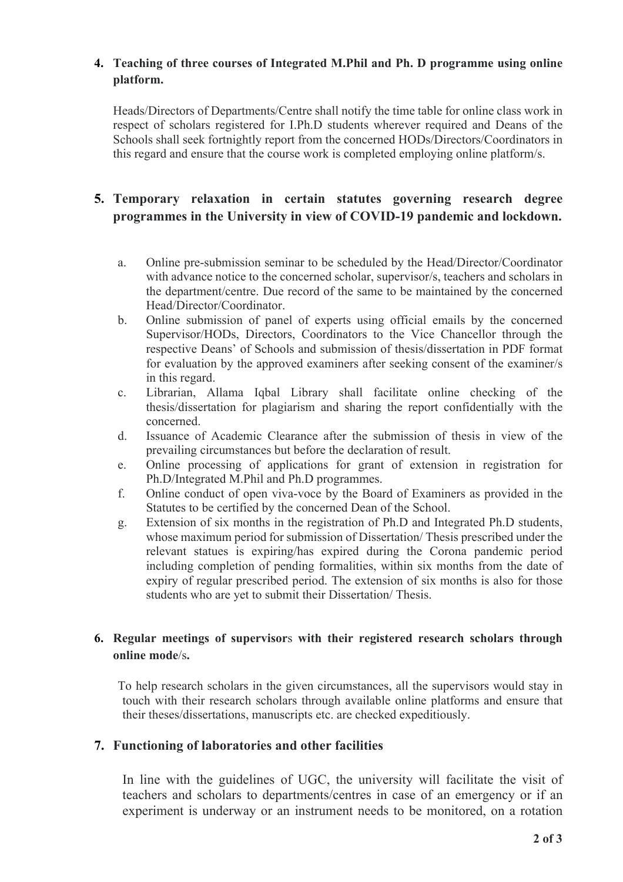4. **Teaching of three courses of Integrated M.Phil and Ph. D programme using online platform.**

   Heads/Directors of Departments/Centre shall notify the time table for online class work in respect of scholars registered for I.Ph.D students wherever required and Deans of the Schools shall seek fortnightly report from the concerned HODs/Directors/Coordinators in this regard and ensure that the course work is completed employing online platform/s.

5. **Temporary relaxation in certain statutes governing research degree programmes in the University in view of COVID-19 pandemic and lockdown.**

   a. Online pre-submission seminar to be scheduled by the Head/Director/Coordinator with advance notice to the concerned scholar, supervisor/s, teachers and scholars in the department/centre. Due record of the same to be maintained by the concerned Head/Director/Coordinator.
   b. Online submission of panel of experts using official emails by the concerned Supervisor/HODs, Directors, Coordinators to the Vice Chancellor through the respective Deans' of Schools and submission of thesis/dissertation in PDF format for evaluation by the approved examiners after seeking consent of the examiner/s in this regard.
   c. Librarian, Allama Iqbal Library shall facilitate online checking of the thesis/dissertation for plagiarism and sharing the report confidentially with the concerned.
   d. Issuance of Academic Clearance after the submission of thesis in view of the prevailing circumstances but before the declaration of result.
   e. Online processing of applications for grant of extension in registration for Ph.D/Integrated M.Phil and Ph.D programmes.
   f. Online conduct of open viva-voce by the Board of Examiners as provided in the Statutes to be certified by the concerned Dean of the School.
   g. Extension of six months in the registration of Ph.D and Integrated Ph.D students, whose maximum period for submission of Dissertation/ Thesis prescribed under the relevant statues is expiring/has expired during the Corona pandemic period including completion of pending formalities, within six months from the date of expiry of regular prescribed period. The extension of six months is also for those students who are yet to submit their Dissertation/ Thesis.

6. **Regular meetings of supervisors with their registered research scholars through online mode/s.**

   To help research scholars in the given circumstances, all the supervisors would stay in touch with their research scholars through available online platforms and ensure that their theses/dissertations, manuscripts etc. are checked expeditiously.

7. **Functioning of laboratories and other facilities**

   In line with the guidelines of UGC, the university will facilitate the visit of teachers and scholars to departments/centres in case of an emergency or if an experiment is underway or an instrument needs to be monitored, on a rotation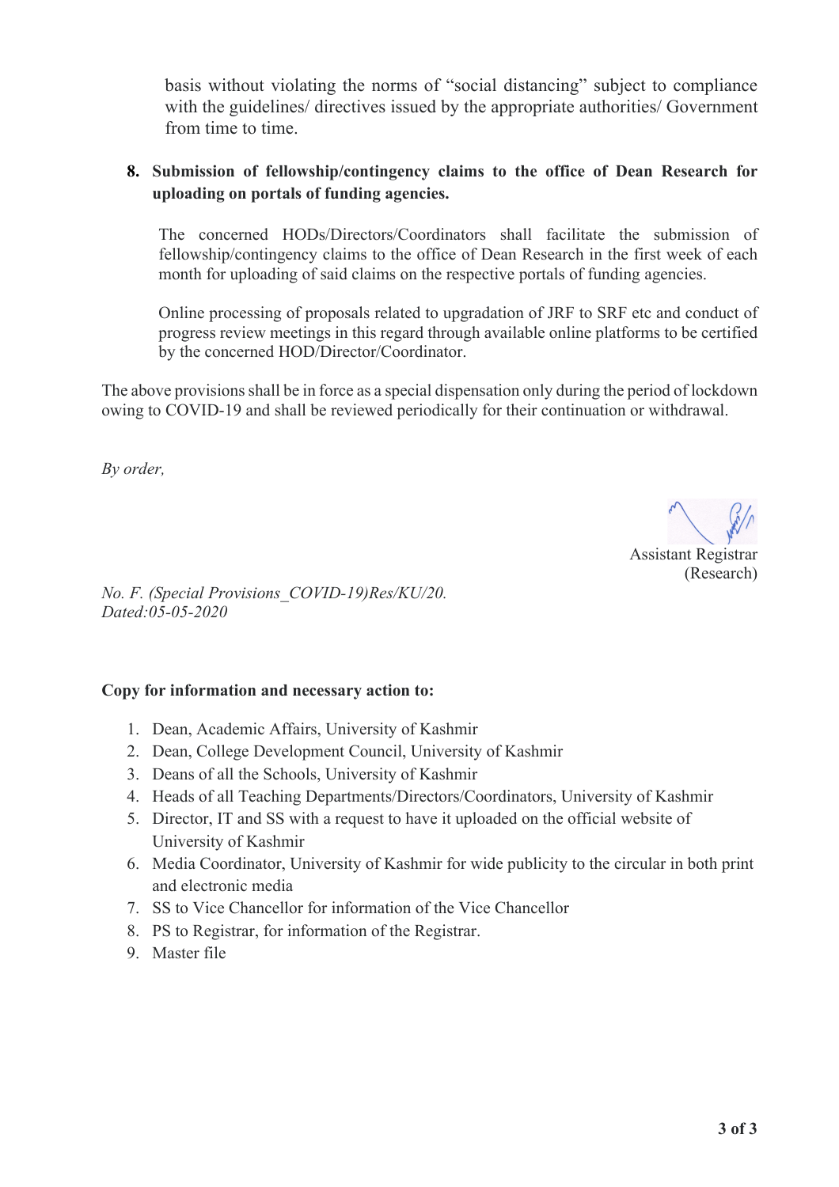basis without violating the norms of "social distancing" subject to compliance with the guidelines/ directives issued by the appropriate authorities/ Government from time to time.

8. **Submission of fellowship/contingency claims to the office of Dean Research for uploading on portals of funding agencies.**

   The concerned HODs/Directors/Coordinators shall facilitate the submission of fellowship/contingency claims to the office of Dean Research in the first week of each month for uploading of said claims on the respective portals of funding agencies.

   Online processing of proposals related to upgradation of JRF to SRF etc and conduct of progress review meetings in this regard through available online platforms to be certified by the concerned HOD/Director/Coordinator.

The above provisions shall be in force as a special dispensation only during the period of lockdown owing to COVID-19 and shall be reviewed periodically for their continuation or withdrawal.

*By order,*

Assistant Registrar
(Research)

*No. F. (Special Provisions_COVID-19)Res/KU/20.*
*Dated:05-05-2020*

**Copy for information and necessary action to:**

1. Dean, Academic Affairs, University of Kashmir
2. Dean, College Development Council, University of Kashmir
3. Deans of all the Schools, University of Kashmir
4. Heads of all Teaching Departments/Directors/Coordinators, University of Kashmir
5. Director, IT and SS with a request to have it uploaded on the official website of University of Kashmir
6. Media Coordinator, University of Kashmir for wide publicity to the circular in both print and electronic media
7. SS to Vice Chancellor for information of the Vice Chancellor
8. PS to Registrar, for information of the Registrar.
9. Master file